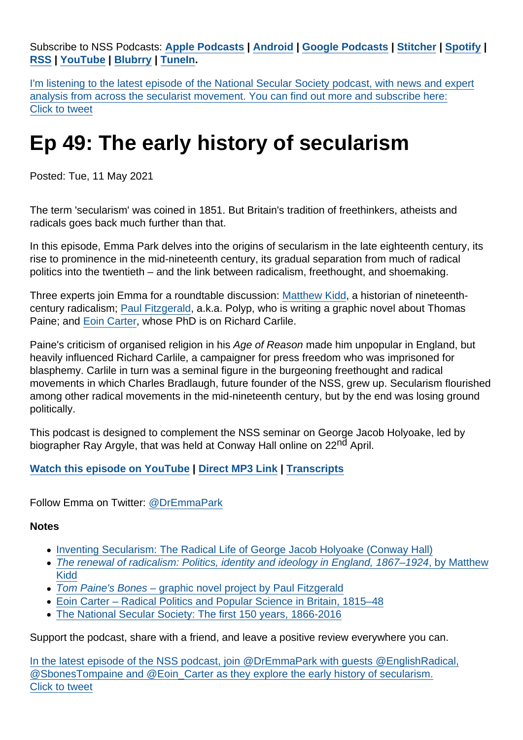Subscribe to NSS Podcasts: **Apple Podcasts** | **Android** | **Google Podcasts** | **Stitcher** | **Spotify** | **RSS** | **YouTube** | **Blubrry** | **TuneIn**.

I'm listening to the latest episode of the National Secular Society podcast, with news and expert analysis from across the secularist movement. You can find out more and subscribe here: Click to tweet

# Ep 49: The early history of secularism

Posted: Tue, 11 May 2021

The term 'secularism' was coined in 1851. But Britain's tradition of freethinkers, atheists and radicals goes back much further than that.

In this episode, Emma Park delves into the origins of secularism in the late eighteenth century, its rise to prominence in the mid-nineteenth century, its gradual separation from much of radical politics into the twentieth – and the link between radicalism, freethought, and shoemaking.

Three experts join Emma for a roundtable discussion: Matthew Kidd, a historian of nineteenth-century radicalism; Paul Fitzgerald, a.k.a. Polyp, who is writing a graphic novel about Thomas Paine; and Eoin Carter, whose PhD is on Richard Carlile.

Paine's criticism of organised religion in his *Age of Reason* made him unpopular in England, but heavily influenced Richard Carlile, a campaigner for press freedom who was imprisoned for blasphemy. Carlile in turn was a seminal figure in the burgeoning freethought and radical movements in which Charles Bradlaugh, future founder of the NSS, grew up. Secularism flourished among other radical movements in the mid-nineteenth century, but by the end was losing ground politically.

This podcast is designed to complement the NSS seminar on George Jacob Holyoake, led by biographer Ray Argyle, that was held at Conway Hall online on 22nd April.

**Watch this episode on YouTube** | **Direct MP3 Link** | **Transcripts**

Follow Emma on Twitter: @DrEmmaPark

**Notes**

- Inventing Secularism: The Radical Life of George Jacob Holyoake (Conway Hall)
- *The renewal of radicalism: Politics, identity and ideology in England, 1867–1924*, by Matthew Kidd
- *Tom Paine's Bones* – graphic novel project by Paul Fitzgerald
- Eoin Carter – Radical Politics and Popular Science in Britain, 1815–48
- The National Secular Society: The first 150 years, 1866-2016

Support the podcast, share with a friend, and leave a positive review everywhere you can.

In the latest episode of the NSS podcast, join @DrEmmaPark with guests @EnglishRadical, @SbonesTompaine and @Eoin_Carter as they explore the early history of secularism. Click to tweet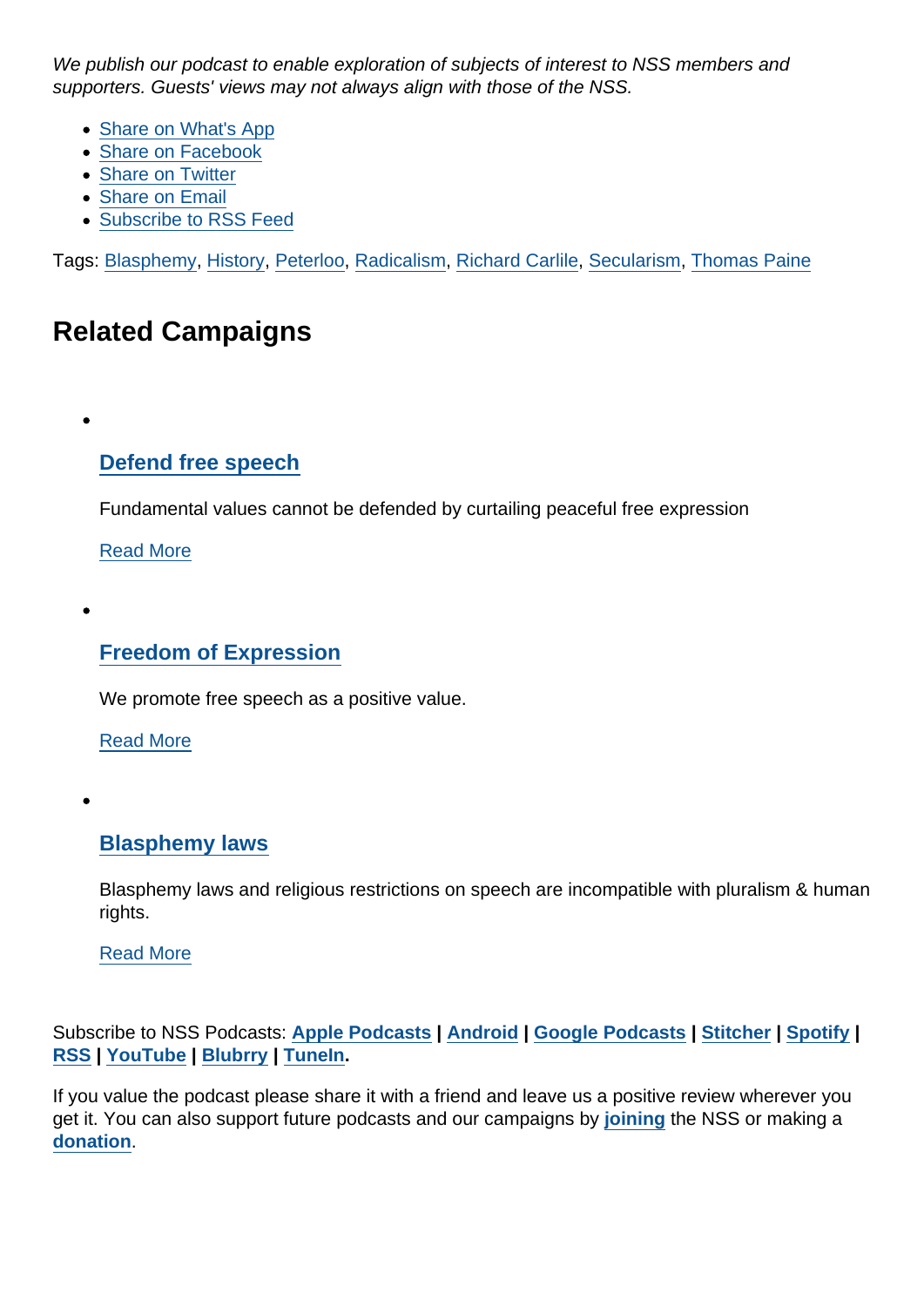*We publish our podcast to enable exploration of subjects of interest to NSS members and supporters. Guests' views may not always align with those of the NSS.*

- Share on What's App
- Share on Facebook
- Share on Twitter
- Share on Email
- Subscribe to RSS Feed

Tags: Blasphemy, History, Peterloo, Radicalism, Richard Carlile, Secularism, Thomas Paine

## Related Campaigns

- ### Defend free speech

  Fundamental values cannot be defended by curtailing peaceful free expression

  Read More

- ### Freedom of Expression

  We promote free speech as a positive value.

  Read More

- ### Blasphemy laws

  Blasphemy laws and religious restrictions on speech are incompatible with pluralism & human rights.

  Read More

Subscribe to NSS Podcasts: **Apple Podcasts** | **Android** | **Google Podcasts** | **Stitcher** | **Spotify** | **RSS** | **YouTube** | **Blubrry** | **TuneIn**.

If you value the podcast please share it with a friend and leave us a positive review wherever you get it. You can also support future podcasts and our campaigns by **joining** the NSS or making a **donation**.